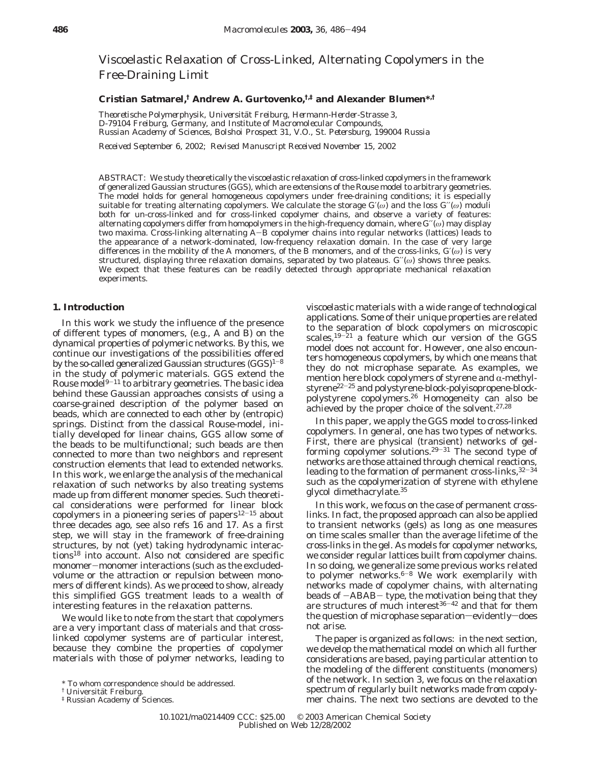# Viscoelastic Relaxation of Cross-Linked, Alternating Copolymers in the Free-Draining Limit

**Cristian Satmarel,[†] Andrew A. Gurtovenko,[†,‡] and Alexander Blumen*[,†]**

*Theoretische Polymerphysik, Universität Freiburg, Hermann-Herder-Strasse 3, D-79104 Freiburg, Germany, and Institute of Macromolecular Compounds, Russian Academy of Sciences, Bolshoi Prospect 31, V.O., St. Petersburg, 199004 Russia*

*Received September 6, 2002; Revised Manuscript Received November 15, 2002*

ABSTRACT: We study theoretically the viscoelastic relaxation of cross-linked copolymers in the framework of generalized Gaussian structures (GGS), which are extensions of the Rouse model to arbitrary geometries. The model holds for general homogeneous copolymers under free-draining conditions; it is especially suitable for treating alternating copolymers. We calculate the storage $G'(\omega)$ and the loss $G''(\omega)$ moduli both for un-cross-linked and for cross-linked copolymer chains, and observe a variety of features: alternating copolymers differ from homopolymers in the high-frequency domain, where $G''(\omega)$ may display two maxima. Cross-linking alternating A−B copolymer chains into regular networks (lattices) leads to the appearance of a network-dominated, low-frequency relaxation domain. In the case of very large differences in the mobility of the A monomers, of the B monomers, and of the cross-links, $G'(\omega)$ is very structured, displaying three relaxation domains, separated by two plateaus. $G''(\omega)$ shows three peaks. We expect that these features can be readily detected through appropriate mechanical relaxation experiments.

## 1. Introduction

In this work we study the influence of the presence of different types of monomers, (e.g., A and B) on the dynamical properties of polymeric networks. By this, we continue our investigations of the possibilities offered by the so-called generalized Gaussian structures (GGS)[1−8] in the study of polymeric materials. GGS extend the Rouse model[9−11] to arbitrary geometries. The basic idea behind these Gaussian approaches consists of using a coarse-grained description of the polymer based on beads, which are connected to each other by (entropic) springs. Distinct from the classical Rouse-model, initially developed for linear chains, GGS allow some of the beads to be multifunctional; such beads are then connected to more than two neighbors and represent construction elements that lead to extended networks. In this work, we enlarge the analysis of the mechanical relaxation of such networks by also treating systems made up from different monomer species. Such theoretical considerations were performed for linear block copolymers in a pioneering series of papers[12−15] about three decades ago, see also refs 16 and 17. As a first step, we will stay in the framework of free-draining structures, by not (yet) taking hydrodynamic interactions[18] into account. Also not considered are specific monomer−monomer interactions (such as the excluded-volume or the attraction or repulsion between monomers of different kinds). As we proceed to show, already this simplified GGS treatment leads to a wealth of interesting features in the relaxation patterns.

We would like to note from the start that copolymers are a very important class of materials and that cross-linked copolymer systems are of particular interest, because they combine the properties of copolymer materials with those of polymer networks, leading to viscoelastic materials with a wide range of technological applications. Some of their unique properties are related to the separation of block copolymers on microscopic scales,[19−21] a feature which our version of the GGS model does not account for. However, one also encounters homogeneous copolymers, by which one means that they do not microphase separate. As examples, we mention here block copolymers of styrene and α-methylstyrene[22−25] and polystyrene-block-polyisopropene-block-polystyrene copolymers.[26] Homogeneity can also be achieved by the proper choice of the solvent.[27,28]

In this paper, we apply the GGS model to cross-linked copolymers. In general, one has two types of networks. First, there are physical (transient) networks of gel-forming copolymer solutions.[29−31] The second type of networks are those attained through chemical reactions, leading to the formation of permanent cross-links,[32−34] such as the copolymerization of styrene with ethylene glycol dimethacrylate.[35]

In this work, we focus on the case of permanent cross-links. In fact, the proposed approach can also be applied to transient networks (gels) as long as one measures on time scales smaller than the average lifetime of the cross-links in the gel. As models for copolymer networks, we consider regular lattices built from copolymer chains. In so doing, we generalize some previous works related to polymer networks.[6−8] We work exemplarily with networks made of copolymer chains, with alternating beads of −ABAB− type, the motivation being that they are structures of much interest[36−42] and that for them the question of microphase separation—evidently—does not arise.

The paper is organized as follows: in the next section, we develop the mathematical model on which all further considerations are based, paying particular attention to the modeling of the different constituents (monomers) of the network. In section 3, we focus on the relaxation spectrum of regularly built networks made from copolymer chains. The next two sections are devoted to the

\* To whom correspondence should be addressed.

† Universität Freiburg.

‡ Russian Academy of Sciences.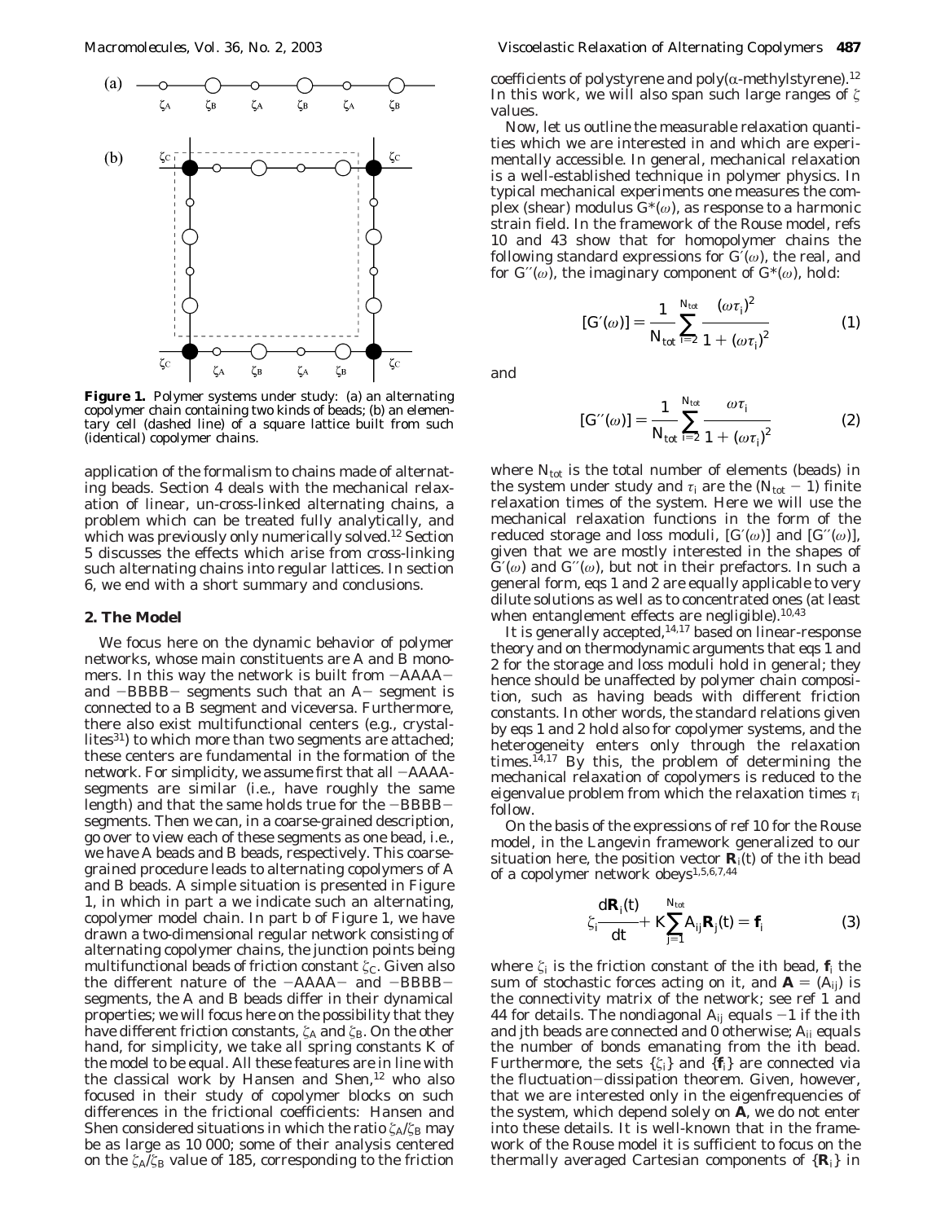**Figure 1.** Polymer systems under study: (a) an alternating copolymer chain containing two kinds of beads; (b) an elementary cell (dashed line) of a square lattice built from such (identical) copolymer chains.

application of the formalism to chains made of alternating beads. Section 4 deals with the mechanical relaxation of linear, un-cross-linked alternating chains, a problem which can be treated fully analytically, and which was previously only numerically solved.[12] Section 5 discusses the effects which arise from cross-linking such alternating chains into regular lattices. In section 6, we end with a short summary and conclusions.

## 2. The Model

We focus here on the dynamic behavior of polymer networks, whose main constituents are A and B monomers. In this way the network is built from −AAAA− and −BBBB− segments such that an A− segment is connected to a B segment and viceversa. Furthermore, there also exist multifunctional centers (e.g., crystallites[31]) to which more than two segments are attached; these centers are fundamental in the formation of the network. For simplicity, we assume first that all −AAAA-segments are similar (i.e., have roughly the same length) and that the same holds true for the −BBBB− segments. Then we can, in a coarse-grained description, go over to view each of these segments as one bead, i.e., we have A beads and B beads, respectively. This coarse-grained procedure leads to alternating copolymers of A and B beads. A simple situation is presented in Figure 1, in which in part a we indicate such an alternating, copolymer model chain. In part b of Figure 1, we have drawn a two-dimensional regular network consisting of alternating copolymer chains, the junction points being multifunctional beads of friction constant $\zeta_C$. Given also the different nature of the −AAAA− and −BBBB− segments, the A and B beads differ in their dynamical properties; we will focus here on the possibility that they have different friction constants, $\zeta_A$ and $\zeta_B$. On the other hand, for simplicity, we take all spring constants $K$ of the model to be equal. All these features are in line with the classical work by Hansen and Shen,[12] who also focused in their study of copolymer blocks on such differences in the frictional coefficients: Hansen and Shen considered situations in which the ratio $\zeta_A/\zeta_B$ may be as large as 10 000; some of their analysis centered on the $\zeta_A/\zeta_B$ value of 185, corresponding to the friction coefficients of polystyrene and poly(α-methylstyrene).[12] In this work, we will also span such large ranges of $\zeta$ values.

Now, let us outline the measurable relaxation quantities which we are interested in and which are experimentally accessible. In general, mechanical relaxation is a well-established technique in polymer physics. In typical mechanical experiments one measures the complex (shear) modulus $G^*(\omega)$, as response to a harmonic strain field. In the framework of the Rouse model, refs 10 and 43 show that for homopolymer chains the following standard expressions for $G'(\omega)$, the real, and for $G''(\omega)$, the imaginary component of $G^*(\omega)$, hold:

$$[G'(\omega)] = \frac{1}{N_{tot}} \sum_{i=2}^{N_{tot}} \frac{(\omega\tau_i)^2}{1 + (\omega\tau_i)^2} \tag{1}$$

and

$$[G''(\omega)] = \frac{1}{N_{tot}} \sum_{i=2}^{N_{tot}} \frac{\omega\tau_i}{1 + (\omega\tau_i)^2} \tag{2}$$

where $N_{tot}$ is the total number of elements (beads) in the system under study and $\tau_i$ are the $(N_{tot} - 1)$ finite relaxation times of the system. Here we will use the mechanical relaxation functions in the form of the reduced storage and loss moduli, $[G'(\omega)]$ and $[G''(\omega)]$, given that we are mostly interested in the shapes of $G'(\omega)$ and $G''(\omega)$, but not in their prefactors. In such a general form, eqs 1 and 2 are equally applicable to very dilute solutions as well as to concentrated ones (at least when entanglement effects are negligible).[10,43]

It is generally accepted,[14,17] based on linear-response theory and on thermodynamic arguments that eqs 1 and 2 for the storage and loss moduli hold in general; they hence should be unaffected by polymer chain composition, such as having beads with different friction constants. In other words, the standard relations given by eqs 1 and 2 hold also for copolymer systems, and the heterogeneity enters only through the relaxation times.[14,17] By this, the problem of determining the mechanical relaxation of copolymers is reduced to the eigenvalue problem from which the relaxation times $\tau_i$ follow.

On the basis of the expressions of ref 10 for the Rouse model, in the Langevin framework generalized to our situation here, the position vector $\mathbf{R}_i(t)$ of the $i$th bead of a copolymer network obeys[1,5,6,7,44]

$$\zeta_i \frac{d\mathbf{R}_i(t)}{dt} + K \sum_{j=1}^{N_{tot}} A_{ij} \mathbf{R}_j(t) = \mathbf{f}_i \tag{3}$$

where $\zeta_i$ is the friction constant of the $i$th bead, $\mathbf{f}_i$ the sum of stochastic forces acting on it, and $\mathbf{A} = (A_{ij})$ is the connectivity matrix of the network; see ref 1 and 44 for details. The nondiagonal $A_{ij}$ equals −1 if the $i$th and $j$th beads are connected and 0 otherwise; $A_{ii}$ equals the number of bonds emanating from the $i$th bead. Furthermore, the sets $\{\zeta_i\}$ and $\{\mathbf{f}_i\}$ are connected via the fluctuation−dissipation theorem. Given, however, that we are interested only in the eigenfrequencies of the system, which depend solely on $\mathbf{A}$, we do not enter into these details. It is well-known that in the framework of the Rouse model it is sufficient to focus on the thermally averaged Cartesian components of $\{\mathbf{R}_i\}$ in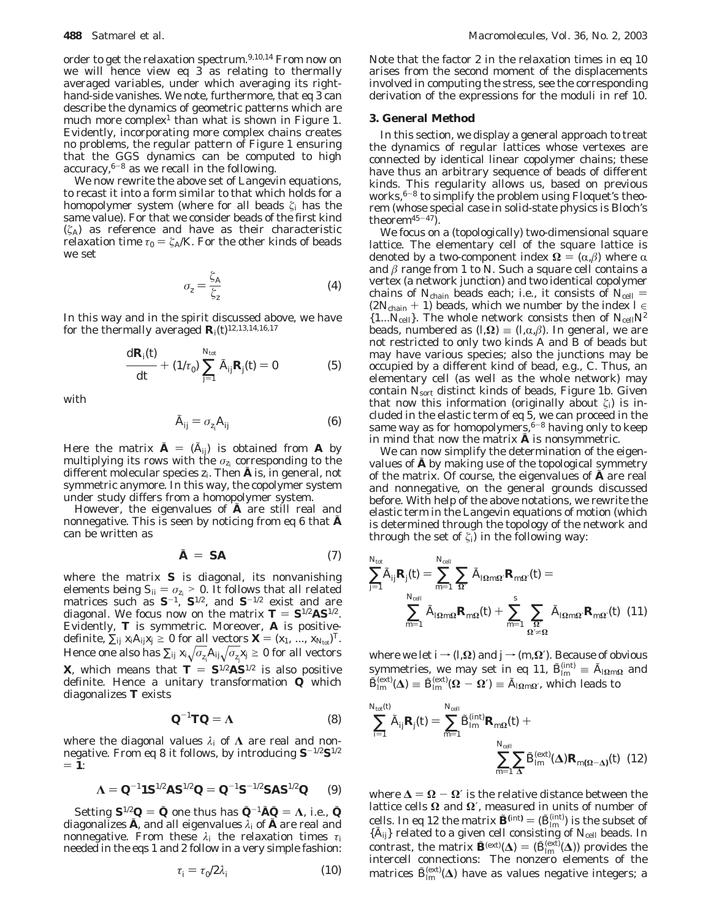order to get the relaxation spectrum.[9,10,14] From now on we will hence view eq 3 as relating to thermally averaged variables, under which averaging its right-hand-side vanishes. We note, furthermore, that eq 3 can describe the dynamics of geometric patterns which are much more complex[1] than what is shown in Figure 1. Evidently, incorporating more complex chains creates no problems, the regular pattern of Figure 1 ensuring that the GGS dynamics can be computed to high accuracy,[6-8] as we recall in the following.

We now rewrite the above set of Langevin equations, to recast it into a form similar to that which holds for a homopolymer system (where for all beads $\zeta_i$ has the same value). For that we consider beads of the first kind ($\zeta_A$) as reference and have as their characteristic relaxation time $\tau_0 = \zeta_A/K$. For the other kinds of beads we set

$$\sigma_z = \frac{\zeta_A}{\zeta_z} \tag{4}$$

In this way and in the spirit discussed above, we have for the thermally averaged $\mathbf{R}_i(t)$[12,13,14,16,17]

$$\frac{d\mathbf{R}_i(t)}{dt} + (1/\tau_0)\sum_{j=1}^{N_{tot}} \tilde{A}_{ij}\mathbf{R}_j(t) = 0 \tag{5}$$

with

$$\tilde{A}_{ij} = \sigma_{z_i} A_{ij} \tag{6}$$

Here the matrix $\tilde{\mathbf{A}} = (\tilde{A}_{ij})$ is obtained from $\mathbf{A}$ by multiplying its rows with the $\sigma_{z_i}$ corresponding to the different molecular species $z_i$. Then $\tilde{\mathbf{A}}$ is, in general, not symmetric anymore. In this way, the copolymer system under study differs from a homopolymer system.

However, the eigenvalues of $\tilde{\mathbf{A}}$ are still real and nonnegative. This is seen by noticing from eq 6 that $\tilde{\mathbf{A}}$ can be written as

$$\tilde{\mathbf{A}} = \mathbf{S}\mathbf{A} \tag{7}$$

where the matrix $\mathbf{S}$ is diagonal, its nonvanishing elements being $S_{ii} = \sigma_{z_i} > 0$. It follows that all related matrices such as $\mathbf{S}^{-1}$, $\mathbf{S}^{1/2}$, and $\mathbf{S}^{-1/2}$ exist and are diagonal. We focus now on the matrix $\mathbf{T} = \mathbf{S}^{1/2}\mathbf{A}\mathbf{S}^{1/2}$. Evidently, $\mathbf{T}$ is symmetric. Moreover, $\mathbf{A}$ is positive-definite, $\sum_{ij} x_i A_{ij} x_j \geq 0$ for all vectors $\mathbf{X} = (x_1, ..., x_{N_{tot}})^T$. Hence one also has $\sum_{ij} x_i\sqrt{\sigma_{z_i}}A_{ij}\sqrt{\sigma_{z_j}}x_j \geq 0$ for all vectors $\mathbf{X}$, which means that $\mathbf{T} = \mathbf{S}^{1/2}\mathbf{A}\mathbf{S}^{1/2}$ is also positive definite. Hence a unitary transformation $\mathbf{Q}$ which diagonalizes $\mathbf{T}$ exists

$$\mathbf{Q}^{-1}\mathbf{T}\mathbf{Q} = \mathbf{\Lambda} \tag{8}$$

where the diagonal values $\lambda_i$ of $\mathbf{\Lambda}$ are real and nonnegative. From eq 8 it follows, by introducing $\mathbf{S}^{-1/2}\mathbf{S}^{1/2} = \mathbf{1}$:

$$\mathbf{\Lambda} = \mathbf{Q}^{-1}\mathbf{1}\mathbf{S}^{1/2}\mathbf{A}\mathbf{S}^{1/2}\mathbf{Q} = \mathbf{Q}^{-1}\mathbf{S}^{-1/2}\mathbf{S}\mathbf{A}\mathbf{S}^{1/2}\mathbf{Q} \tag{9}$$

Setting $\mathbf{S}^{1/2}\mathbf{Q} = \tilde{\mathbf{Q}}$ one thus has $\tilde{\mathbf{Q}}^{-1}\tilde{\mathbf{A}}\tilde{\mathbf{Q}} = \mathbf{\Lambda}$, i.e., $\tilde{\mathbf{Q}}$ diagonalizes $\tilde{\mathbf{A}}$, and all eigenvalues $\lambda_i$ of $\tilde{\mathbf{A}}$ are real and nonnegative. From these $\lambda_i$ the relaxation times $\tau_i$ needed in the eqs 1 and 2 follow in a very simple fashion:

$$\tau_i = \tau_0/2\lambda_i \tag{10}$$

Note that the factor 2 in the relaxation times in eq 10 arises from the second moment of the displacements involved in computing the stress, see the corresponding derivation of the expressions for the moduli in ref 10.

## 3. General Method

In this section, we display a general approach to treat the dynamics of regular lattices whose vertexes are connected by identical linear copolymer chains; these have thus an arbitrary sequence of beads of different kinds. This regularity allows us, based on previous works,[6-8] to simplify the problem using Floquet's theorem (whose special case in solid-state physics is Bloch's theorem[45-47]).

We focus on a (topologically) two-dimensional square lattice. The elementary cell of the square lattice is denoted by a two-component index $\mathbf{\Omega} = (\alpha,\beta)$ where $\alpha$ and $\beta$ range from 1 to $N$. Such a square cell contains a vertex (a network junction) and two identical copolymer chains of $N_{chain}$ beads each; i.e., it consists of $N_{cell} = (2N_{chain} + 1)$ beads, which we number by the index $l \in \{1...N_{cell}\}$. The whole network consists then of $N_{cell}N^2$ beads, numbered as $(l,\mathbf{\Omega}) \equiv (l,\alpha,\beta)$. In general, we are not restricted to only two kinds A and B of beads but may have various species; also the junctions may be occupied by a different kind of bead, e.g., C. Thus, an elementary cell (as well as the whole network) may contain $N_{sort}$ distinct kinds of beads, Figure 1b. Given that now this information (originally about $\zeta_i$) is included in the elastic term of eq 5, we can proceed in the same way as for homopolymers,[6-8] having only to keep in mind that now the matrix $\tilde{\mathbf{A}}$ is nonsymmetric.

We can now simplify the determination of the eigenvalues of $\tilde{\mathbf{A}}$ by making use of the topological symmetry of the matrix. Of course, the eigenvalues of $\tilde{\mathbf{A}}$ are real and nonnegative, on the general grounds discussed before. With help of the above notations, we rewrite the elastic term in the Langevin equations of motion (which is determined through the topology of the network and through the set of $\zeta_i$) in the following way:

$$\sum_{j=1}^{N_{tot}} \tilde{A}_{ij}\mathbf{R}_j(t) = \sum_{m=1}^{N_{cell}}\sum_{\mathbf{\Omega}'} \tilde{A}_{l\mathbf{\Omega}m\mathbf{\Omega}'}\mathbf{R}_{m\mathbf{\Omega}'}(t) = \sum_{m=1}^{N_{cell}} \tilde{A}_{l\mathbf{\Omega}m\mathbf{\Omega}}\mathbf{R}_{m\mathbf{\Omega}}(t) + \sum_{m=1}^{s}\sum_{\substack{\mathbf{\Omega}' \\ \mathbf{\Omega}'\neq\mathbf{\Omega}}} \tilde{A}_{l\mathbf{\Omega}m\mathbf{\Omega}'}\mathbf{R}_{m\mathbf{\Omega}'}(t) \tag{11}$$

where we let $i \to (l,\mathbf{\Omega})$ and $j \to (m,\mathbf{\Omega}')$. Because of obvious symmetries, we may set in eq 11, $\tilde{B}_{lm}^{(int)} \equiv \tilde{A}_{l\mathbf{\Omega}m\mathbf{\Omega}}$ and $\tilde{B}_{lm}^{(ext)}(\mathbf{\Delta}) \equiv \tilde{B}_{lm}^{(ext)}(\mathbf{\Omega} - \mathbf{\Omega}') \equiv \tilde{A}_{l\mathbf{\Omega}m\mathbf{\Omega}'}$, which leads to

$$\sum_{i=1}^{N_{tot}(t)} \tilde{A}_{ij}\mathbf{R}_j(t) = \sum_{m=1}^{N_{cell}} \tilde{B}_{lm}^{(int)}\mathbf{R}_{m\mathbf{\Omega}}(t) + \sum_{m=1}^{N_{cell}}\sum_{\mathbf{\Delta}} \tilde{B}_{lm}^{(ext)}(\mathbf{\Delta})\mathbf{R}_{m(\mathbf{\Omega}-\mathbf{\Delta})}(t) \tag{12}$$

where $\mathbf{\Delta} = \mathbf{\Omega} - \mathbf{\Omega}'$ is the relative distance between the lattice cells $\mathbf{\Omega}$ and $\mathbf{\Omega}'$, measured in units of number of cells. In eq 12 the matrix $\tilde{\mathbf{B}}^{(int)} = (\tilde{B}_{lm}^{(int)})$ is the subset of $\{\tilde{A}_{ij}\}$ related to a given cell consisting of $N_{cell}$ beads. In contrast, the matrix $\tilde{\mathbf{B}}^{(ext)}(\mathbf{\Delta}) = (\tilde{B}_{lm}^{(ext)}(\mathbf{\Delta}))$ provides the intercell connections: The nonzero elements of the matrices $\tilde{B}_{lm}^{(ext)}(\mathbf{\Delta})$ have as values negative integers; a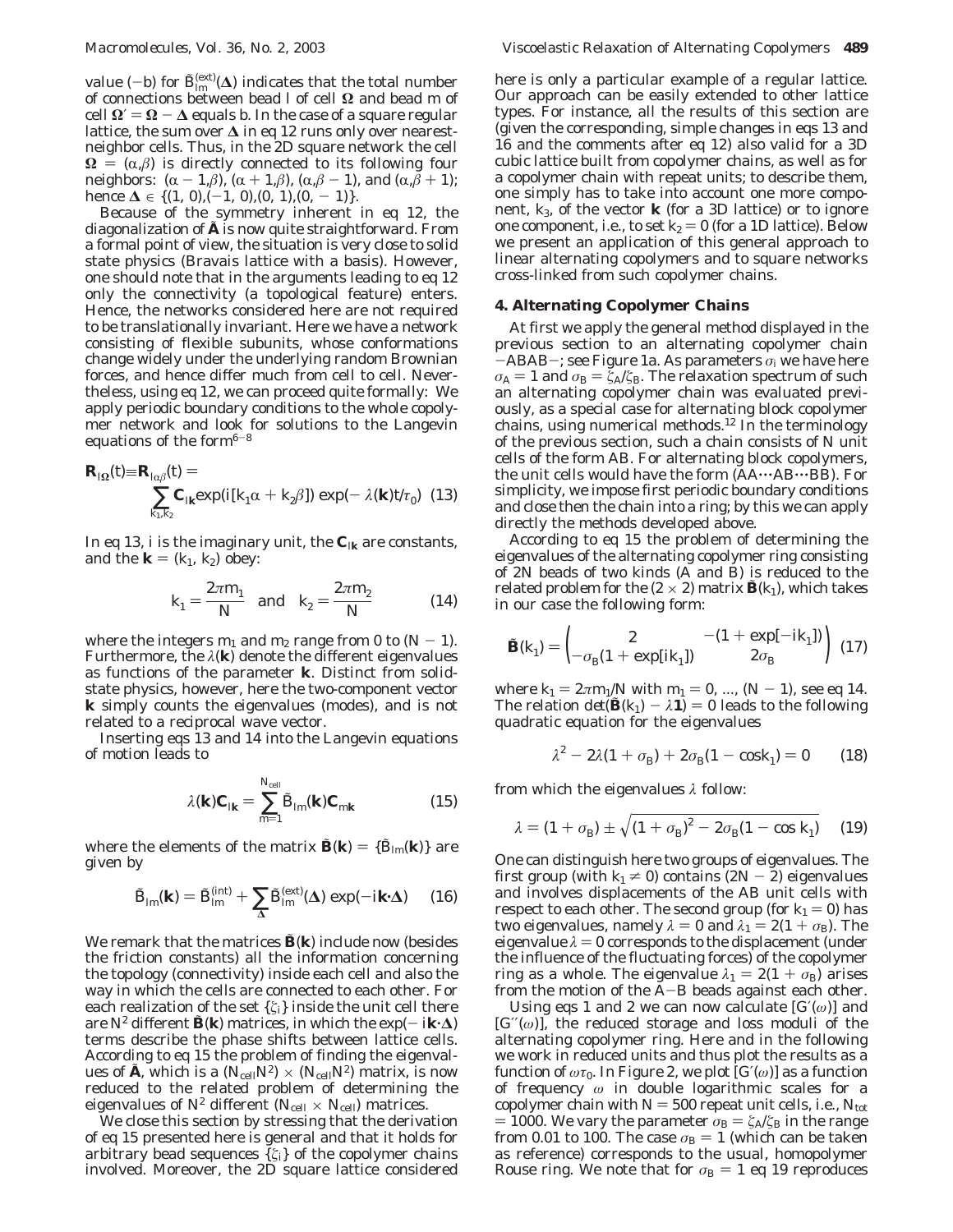value $(-b)$ for $\tilde{B}_{lm}^{(ext)}(\mathbf{\Delta})$ indicates that the total number of connections between bead $l$ of cell $\mathbf{\Omega}$ and bead $m$ of cell $\mathbf{\Omega}' = \mathbf{\Omega} - \mathbf{\Delta}$ equals $b$. In the case of a square regular lattice, the sum over $\mathbf{\Delta}$ in eq 12 runs only over nearest-neighbor cells. Thus, in the 2D square network the cell $\mathbf{\Omega} = (\alpha,\beta)$ is directly connected to its following four neighbors: $(\alpha - 1,\beta)$, $(\alpha + 1,\beta)$, $(\alpha,\beta - 1)$, and $(\alpha,\beta + 1)$; hence $\mathbf{\Delta} \in \{(1, 0),(-1, 0),(0, 1),(0, -1)\}$.

Because of the symmetry inherent in eq 12, the diagonalization of $\tilde{\mathbf{A}}$ is now quite straightforward. From a formal point of view, the situation is very close to solid state physics (Bravais lattice with a basis). However, one should note that in the arguments leading to eq 12 only the connectivity (a topological feature) enters. Hence, the networks considered here are not required to be translationally invariant. Here we have a network consisting of flexible subunits, whose conformations change widely under the underlying random Brownian forces, and hence differ much from cell to cell. Nevertheless, using eq 12, we can proceed quite formally: We apply periodic boundary conditions to the whole copolymer network and look for solutions to the Langevin equations of the form[6-8]

$$\mathbf{R}_{l\mathbf{\Omega}}(t) \equiv \mathbf{R}_{l\alpha\beta}(t) = \sum_{k_1,k_2} \mathbf{C}_{l\mathbf{k}} \exp(i[k_1\alpha + k_2\beta]) \exp(-\lambda(\mathbf{k})t/\tau_0) \quad (13)$$

In eq 13, $i$ is the imaginary unit, the $\mathbf{C}_{l\mathbf{k}}$ are constants, and the $\mathbf{k} = (k_1, k_2)$ obey:

$$k_1 = \frac{2\pi m_1}{N} \quad \text{and} \quad k_2 = \frac{2\pi m_2}{N} \quad (14)$$

where the integers $m_1$ and $m_2$ range from 0 to $(N - 1)$. Furthermore, the $\lambda(\mathbf{k})$ denote the different eigenvalues as functions of the parameter $\mathbf{k}$. Distinct from solid-state physics, however, here the two-component vector $\mathbf{k}$ simply counts the eigenvalues (modes), and is not related to a reciprocal wave vector.

Inserting eqs 13 and 14 into the Langevin equations of motion leads to

$$\lambda(\mathbf{k})\mathbf{C}_{l\mathbf{k}} = \sum_{m=1}^{N_{cell}} \tilde{B}_{lm}(\mathbf{k})\mathbf{C}_{m\mathbf{k}} \quad (15)$$

where the elements of the matrix $\tilde{\mathbf{B}}(\mathbf{k}) = \{\tilde{B}_{lm}(\mathbf{k})\}$ are given by

$$\tilde{B}_{lm}(\mathbf{k}) = \tilde{B}_{lm}^{(int)} + \sum_{\mathbf{\Delta}} \tilde{B}_{lm}^{(ext)}(\mathbf{\Delta}) \exp(-i\mathbf{k}\cdot\mathbf{\Delta}) \quad (16)$$

We remark that the matrices $\tilde{\mathbf{B}}(\mathbf{k})$ include now (besides the friction constants) all the information concerning the topology (connectivity) inside each cell and also the way in which the cells are connected to each other. For each realization of the set $\{\zeta_i\}$ inside the unit cell there are $N^2$ different $\tilde{\mathbf{B}}(\mathbf{k})$ matrices, in which the $\exp(-i\mathbf{k}\cdot\mathbf{\Delta})$ terms describe the phase shifts between lattice cells. According to eq 15 the problem of finding the eigenvalues of $\tilde{\mathbf{A}}$, which is a $(N_{cell}N^2) \times (N_{cell}N^2)$ matrix, is now reduced to the related problem of determining the eigenvalues of $N^2$ different $(N_{cell} \times N_{cell})$ matrices.

We close this section by stressing that the derivation of eq 15 presented here is general and that it holds for arbitrary bead sequences $\{\zeta_i\}$ of the copolymer chains involved. Moreover, the 2D square lattice considered here is only a particular example of a regular lattice. Our approach can be easily extended to other lattice types. For instance, all the results of this section are (given the corresponding, simple changes in eqs 13 and 16 and the comments after eq 12) also valid for a 3D cubic lattice built from copolymer chains, as well as for a copolymer chain with repeat units; to describe them, one simply has to take into account one more component, $k_3$, of the vector $\mathbf{k}$ (for a 3D lattice) or to ignore one component, i.e., to set $k_2 = 0$ (for a 1D lattice). Below we present an application of this general approach to linear alternating copolymers and to square networks cross-linked from such copolymer chains.

## 4. Alternating Copolymer Chains

At first we apply the general method displayed in the previous section to an alternating copolymer ring chain $-$ABAB$-$; see Figure 1a. As parameters $\sigma_i$ we have here $\sigma_A = 1$ and $\sigma_B = \zeta_A/\zeta_B$. The relaxation spectrum of such an alternating copolymer chain was evaluated previously, as a special case for alternating block copolymer chains, using numerical methods.[12] In the terminology of the previous section, such a chain consists of $N$ unit cells of the form AB. For alternating block copolymers, the unit cells would have the form (AA$\cdots$AB$\cdots$BB). For simplicity, we impose first periodic boundary conditions and close then the chain into a ring; by this we can apply directly the methods developed above.

According to eq 15 the problem of determining the eigenvalues of the alternating copolymer ring consisting of $2N$ beads of two kinds (A and B) is reduced to the related problem for the $(2 \times 2)$ matrix $\tilde{\mathbf{B}}(k_1)$, which takes in our case the following form:

$$\tilde{\mathbf{B}}(k_1) = \begin{pmatrix} 2 & -(1 + \exp[-ik_1]) \\ -\sigma_B(1 + \exp[ik_1]) & 2\sigma_B \end{pmatrix} \quad (17)$$

where $k_1 = 2\pi m_1/N$ with $m_1 = 0, ..., (N - 1)$, see eq 14. The relation $\det(\tilde{\mathbf{B}}(k_1) - \lambda\mathbf{1}) = 0$ leads to the following quadratic equation for the eigenvalues

$$\lambda^2 - 2\lambda(1 + \sigma_B) + 2\sigma_B(1 - \cos k_1) = 0 \quad (18)$$

from which the eigenvalues $\lambda$ follow:

$$\lambda = (1 + \sigma_B) \pm \sqrt{(1 + \sigma_B)^2 - 2\sigma_B(1 - \cos k_1)} \quad (19)$$

One can distinguish here two groups of eigenvalues. The first group (with $k_1 \neq 0$) contains $(2N - 2)$ eigenvalues and involves displacements of the AB unit cells with respect to each other. The second group (for $k_1 = 0$) has two eigenvalues, namely $\lambda = 0$ and $\lambda_1 = 2(1 + \sigma_B)$. The eigenvalue $\lambda = 0$ corresponds to the displacement (under the influence of the fluctuating forces) of the copolymer ring as a whole. The eigenvalue $\lambda_1 = 2(1 + \sigma_B)$ arises from the motion of the A$-$B beads against each other.

Using eqs 1 and 2 we can now calculate $[G'(\omega)]$ and $[G''(\omega)]$, the reduced storage and loss moduli of the alternating copolymer ring. Here and in the following we work in reduced units and thus plot the results as a function of $\omega\tau_0$. In Figure 2, we plot $[G'(\omega)]$ as a function of frequency $\omega$ in double logarithmic scales for a copolymer chain with $N = 500$ repeat unit cells, i.e., $N_{tot} = 1000$. We vary the parameter $\sigma_B = \zeta_A/\zeta_B$ in the range from 0.01 to 100. The case $\sigma_B = 1$ (which can be taken as reference) corresponds to the usual, homopolymer Rouse ring. We note that for $\sigma_B = 1$ eq 19 reproduces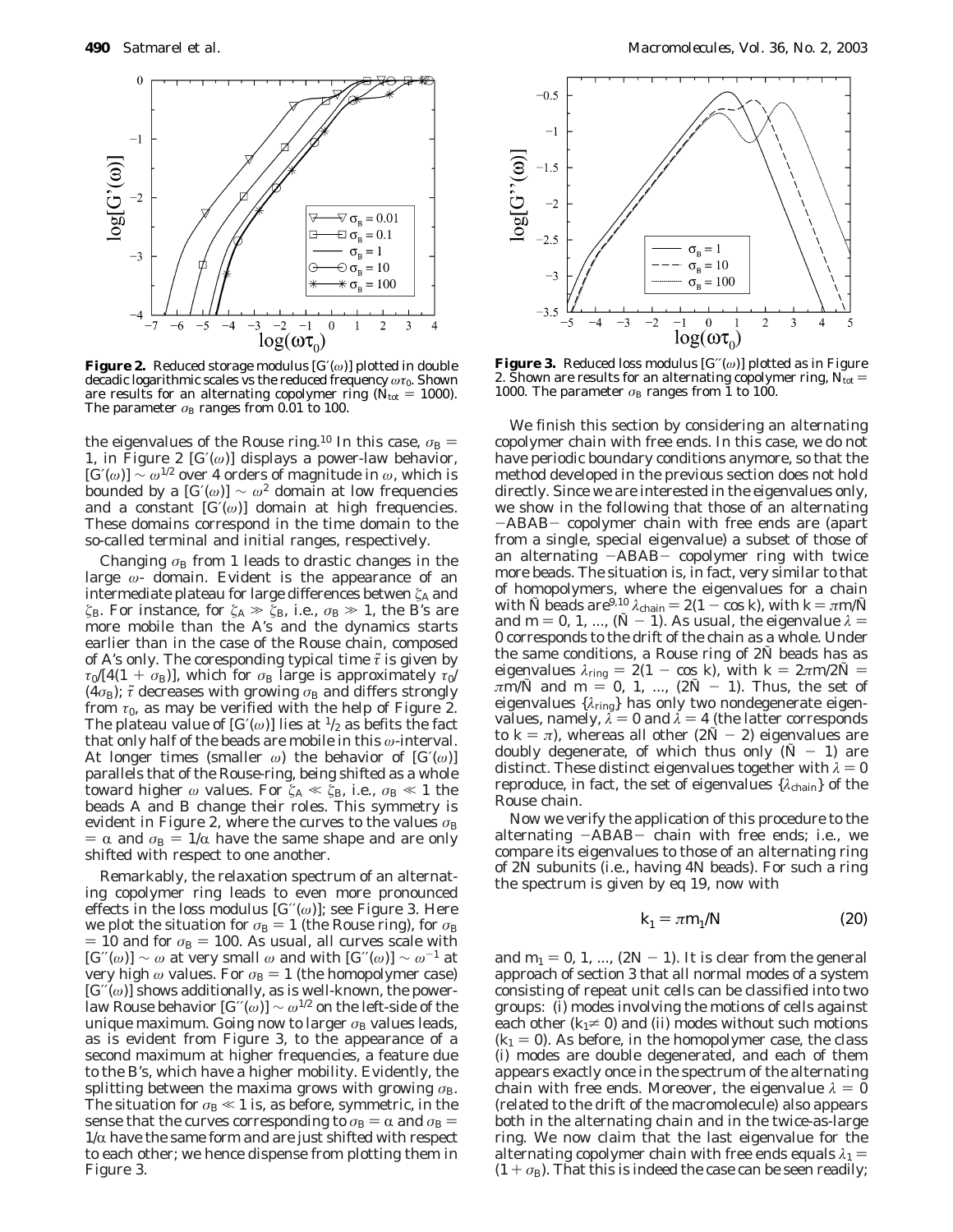**Figure 2.** Reduced storage modulus $[G'(\omega)]$ plotted in double decadic logarithmic scales vs the reduced frequency $\omega\tau_0$. Shown are results for an alternating copolymer ring ($N_{tot} = 1000$). The parameter $\sigma_B$ ranges from 0.01 to 100.

**Figure 3.** Reduced loss modulus $[G''(\omega)]$ plotted as in Figure 2. Shown are results for an alternating copolymer ring, $N_{tot} = 1000$. The parameter $\sigma_B$ ranges from 1 to 100.

the eigenvalues of the Rouse ring.[10] In this case, $\sigma_B = 1$, in Figure 2 $[G'(\omega)]$ displays a power-law behavior, $[G'(\omega)] \sim \omega^{1/2}$ over 4 orders of magnitude in $\omega$, which is bounded by a $[G'(\omega)] \sim \omega^2$ domain at low frequencies and a constant $[G'(\omega)]$ domain at high frequencies. These domains correspond in the time domain to the so-called terminal and initial ranges, respectively.

Changing $\sigma_B$ from 1 leads to drastic changes in the large $\omega$- domain. Evident is the appearance of an intermediate plateau for large differences betwen $\zeta_A$ and $\zeta_B$. For instance, for $\zeta_A \gg \zeta_B$, i.e., $\sigma_B \gg 1$, the B's are more mobile than the A's and the dynamics starts earlier than in the case of the Rouse chain, composed of A's only. The coresponding typical time $\tilde{\tau}$ is given by $\tau_0/[4(1 + \sigma_B)]$, which for $\sigma_B$ large is approximately $\tau_0/(4\sigma_B)$; $\tilde{\tau}$ decreases with growing $\sigma_B$ and differs strongly from $\tau_0$, as may be verified with the help of Figure 2. The plateau value of $[G'(\omega)]$ lies at $^1/_2$ as befits the fact that only half of the beads are mobile in this $\omega$-interval. At longer times (smaller $\omega$) the behavior of $[G'(\omega)]$ parallels that of the Rouse-ring, being shifted as a whole toward higher $\omega$ values. For $\zeta_A \ll \zeta_B$, i.e., $\sigma_B \ll 1$ the beads A and B change their roles. This symmetry is evident in Figure 2, where the curves to the values $\sigma_B = \alpha$ and $\sigma_B = 1/\alpha$ have the same shape and are only shifted with respect to one another.

Remarkably, the relaxation spectrum of an alternating copolymer ring leads to even more pronounced effects in the loss modulus $[G''(\omega)]$; see Figure 3. Here we plot the situation for $\sigma_B = 1$ (the Rouse ring), for $\sigma_B = 10$ and for $\sigma_B = 100$. As usual, all curves scale with $[G''(\omega)] \sim \omega$ at very small $\omega$ and with $[G''(\omega)] \sim \omega^{-1}$ at very high $\omega$ values. For $\sigma_B = 1$ (the homopolymer case) $[G''(\omega)]$ shows additionally, as is well-known, the power-law Rouse behavior $[G''(\omega)] \sim \omega^{1/2}$ on the left-side of the unique maximum. Going now to larger $\sigma_B$ values leads, as is evident from Figure 3, to the appearance of a second maximum at higher frequencies, a feature due to the B's, which have a higher mobility. Evidently, the splitting between the maxima grows with growing $\sigma_B$. The situation for $\sigma_B \ll 1$ is, as before, symmetric, in the sense that the curves corresponding to $\sigma_B = \alpha$ and $\sigma_B = 1/\alpha$ have the same form and are just shifted with respect to each other; we hence dispense from plotting them in Figure 3.

We finish this section by considering an alternating copolymer chain with free ends. In this case, we do not have periodic boundary conditions anymore, so that the method developed in the previous section does not hold directly. Since we are interested in the eigenvalues only, we show in the following that those of an alternating $-$ABAB$-$ copolymer chain with free ends are (apart from a single, special eigenvalue) a subset of those of an alternating $-$ABAB$-$ copolymer ring with twice more beads. The situation is, in fact, very similar to that of homopolymers, where the eigenvalues for a chain with $\tilde{N}$ beads are[9,10] $\lambda_{chain} = 2(1 - \cos k)$, with $k = \pi m/\tilde{N}$ and $m = 0, 1, ..., (\tilde{N} - 1)$. As usual, the eigenvalue $\lambda = 0$ corresponds to the drift of the chain as a whole. Under the same conditions, a Rouse ring of $2\tilde{N}$ beads has as eigenvalues $\lambda_{ring} = 2(1 - \cos k)$, with $k = 2\pi m/2\tilde{N} = \pi m/\tilde{N}$ and $m = 0, 1, ..., (2\tilde{N} - 1)$. Thus, the set of eigenvalues $\{\lambda_{ring}\}$ has only two nondegenerate eigenvalues, namely, $\lambda = 0$ and $\lambda = 4$ (the latter corresponds to $k = \pi$), whereas all other $(2\tilde{N} - 2)$ eigenvalues are doubly degenerate, of which thus only $(\tilde{N} - 1)$ are distinct. These distinct eigenvalues together with $\lambda = 0$ reproduce, in fact, the set of eigenvalues $\{\lambda_{chain}\}$ of the Rouse chain.

Now we verify the application of this procedure to the alternating $-$ABAB$-$ chain with free ends; i.e., we compare its eigenvalues to those of an alternating ring of $2N$ subunits (i.e., having $4N$ beads). For such a ring the spectrum is given by eq 19, now with

$$k_1 = \pi m_1/N \tag{20}$$

and $m_1 = 0, 1, ..., (2N - 1)$. It is clear from the general approach of section 3 that all normal modes of a system consisting of repeat unit cells can be classified into two groups: (i) modes involving the motions of cells against each other ($k_1 \neq 0$) and (ii) modes without such motions ($k_1 = 0$). As before, in the homopolymer case, the class (i) modes are double degenerated, and each of them appears exactly once in the spectrum of the alternating chain with free ends. Moreover, the eigenvalue $\lambda = 0$ (related to the drift of the macromolecule) also appears both in the alternating chain and in the twice-as-large ring. We now claim that the last eigenvalue for the alternating copolymer chain with free ends equals $\lambda_1 = (1 + \sigma_B)$. That this is indeed the case can be seen readily;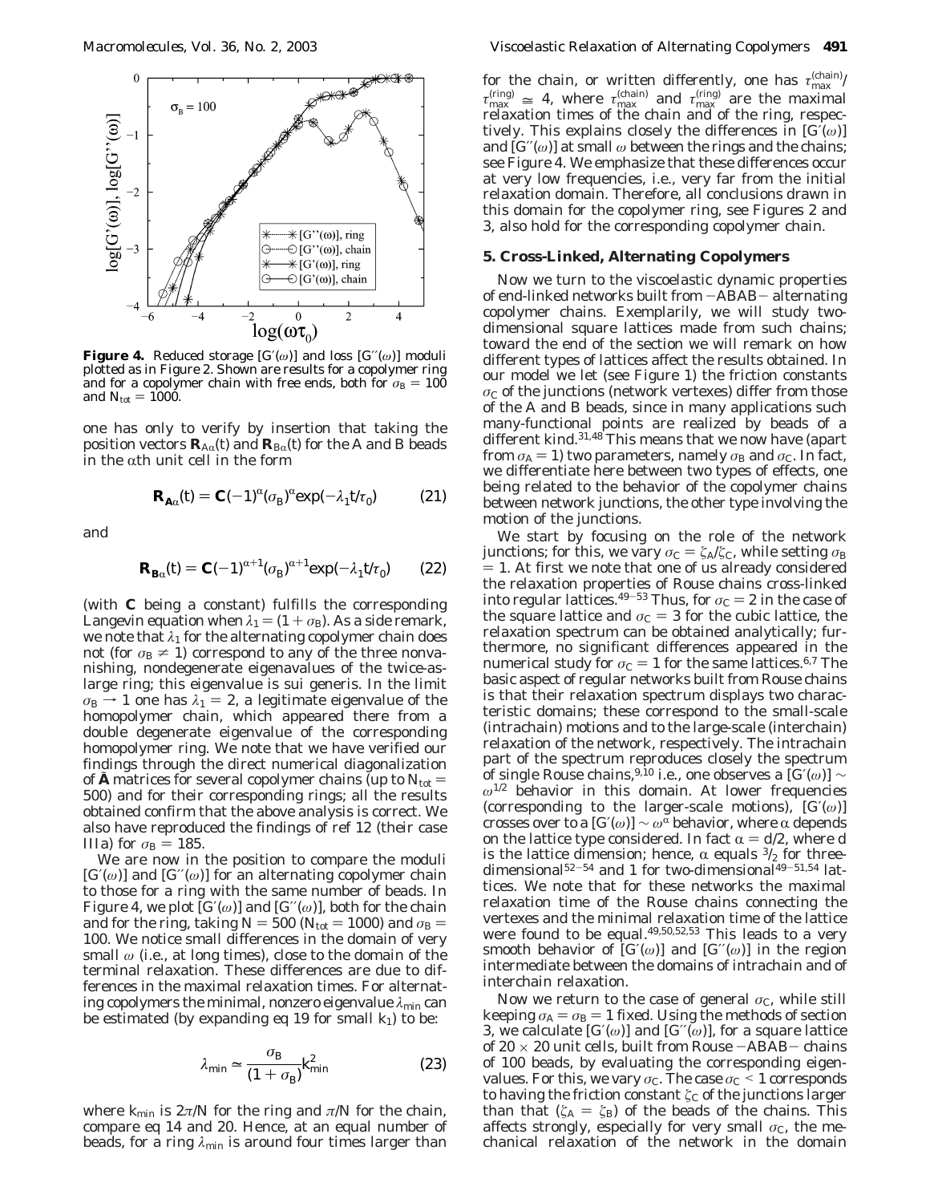**Figure 4.** Reduced storage $[G'(\omega)]$ and loss $[G''(\omega)]$ moduli plotted as in Figure 2. Shown are results for a copolymer ring and for a copolymer chain with free ends, both for $\sigma_B = 100$ and $N_{tot} = 1000$.

one has only to verify by insertion that taking the position vectors $\mathbf{R}_{A\alpha}(t)$ and $\mathbf{R}_{B\alpha}(t)$ for the A and B beads in the $\alpha$th unit cell in the form

$$\mathbf{R}_{\mathbf{A}\alpha}(t) = \mathbf{C}(-1)^{\alpha}(\sigma_B)^{\alpha}\exp(-\lambda_1 t/\tau_0) \tag{21}$$

and

$$\mathbf{R}_{\mathbf{B}\alpha}(t) = \mathbf{C}(-1)^{\alpha+1}(\sigma_B)^{\alpha+1}\exp(-\lambda_1 t/\tau_0) \tag{22}$$

(with $\mathbf{C}$ being a constant) fulfills the corresponding Langevin equation when $\lambda_1 = (1 + \sigma_B)$. As a side remark, we note that $\lambda_1$ for the alternating copolymer chain does not (for $\sigma_B \neq 1$) correspond to any of the three nonvanishing, nondegenerate eigenavalues of the twice-as-large ring; this eigenvalue is sui generis. In the limit $\sigma_B \rightarrow 1$ one has $\lambda_1 = 2$, a legitimate eigenvalue of the homopolymer chain, which appeared there from a double degenerate eigenvalue of the corresponding homopolymer ring. We note that we have verified our findings through the direct numerical diagonalization of $\tilde{\mathbf{A}}$ matrices for several copolymer chains (up to $N_{tot} = 500$) and for their corresponding rings; all the results obtained confirm that the above analysis is correct. We also have reproduced the findings of ref 12 (their case IIIa) for $\sigma_B = 185$.

We are now in the position to compare the moduli $[G'(\omega)]$ and $[G''(\omega)]$ for an alternating copolymer chain to those for a ring with the same number of beads. In Figure 4, we plot $[G'(\omega)]$ and $[G''(\omega)]$, both for the chain and for the ring, taking $N = 500$ ($N_{tot} = 1000$) and $\sigma_B = 100$. We notice small differences in the domain of very small $\omega$ (i.e., at long times), close to the domain of the terminal relaxation. These differences are due to differences in the maximal relaxation times. For alternating copolymers the minimal, nonzero eigenvalue $\lambda_{min}$ can be estimated (by expanding eq 19 for small $k_1$) to be:

$$\lambda_{min} \simeq \frac{\sigma_B}{(1 + \sigma_B)} k_{min}^2 \tag{23}$$

where $k_{min}$ is $2\pi/N$ for the ring and $\pi/N$ for the chain, compare eq 14 and 20. Hence, at an equal number of beads, for a ring $\lambda_{min}$ is around four times larger than for the chain, or written differently, one has $\tau_{max}^{(chain)}/\tau_{max}^{(ring)} \cong 4$, where $\tau_{max}^{(chain)}$ and $\tau_{max}^{(ring)}$ are the maximal relaxation times of the chain and of the ring, respectively. This explains closely the differences in $[G'(\omega)]$ and $[G''(\omega)]$ at small $\omega$ between the rings and the chains; see Figure 4. We emphasize that these differences occur at very low frequencies, i.e., very far from the initial relaxation domain. Therefore, all conclusions drawn in this domain for the copolymer ring, see Figures 2 and 3, also hold for the corresponding copolymer chain.

## 5. Cross-Linked, Alternating Copolymers

Now we turn to the viscoelastic dynamic properties of end-linked networks built from $-ABAB-$ alternating copolymer chains. Exemplarily, we will study two-dimensional square lattices made from such chains; toward the end of the section we will remark on how different types of lattices affect the results obtained. In our model we let (see Figure 1) the friction constants $\sigma_C$ of the junctions (network vertexes) differ from those of the A and B beads, since in many applications such many-functional points are realized by beads of a different kind.[31,48] This means that we now have (apart from $\sigma_A = 1$) two parameters, namely $\sigma_B$ and $\sigma_C$. In fact, we differentiate here between two types of effects, one being related to the behavior of the copolymer chains between network junctions, the other type involving the motion of the junctions.

We start by focusing on the role of the network junctions; for this, we vary $\sigma_C = \zeta_A/\zeta_C$, while setting $\sigma_B = 1$. At first we note that one of us already considered the relaxation properties of Rouse chains cross-linked into regular lattices.[49-53] Thus, for $\sigma_C = 2$ in the case of the square lattice and $\sigma_C = 3$ for the cubic lattice, the relaxation spectrum can be obtained analytically; furthermore, no significant differences appeared in the numerical study for $\sigma_C = 1$ for the same lattices.[6,7] The basic aspect of regular networks built from Rouse chains is that their relaxation spectrum displays two characteristic domains; these correspond to the small-scale (intrachain) motions and to the large-scale (interchain) relaxation of the network, respectively. The intrachain part of the spectrum reproduces closely the spectrum of single Rouse chains,[9,10] i.e., one observes a $[G'(\omega)] \sim \omega^{1/2}$ behavior in this domain. At lower frequencies (corresponding to the larger-scale motions), $[G'(\omega)]$ crosses over to a $[G'(\omega)] \sim \omega^{\alpha}$ behavior, where $\alpha$ depends on the lattice type considered. In fact $\alpha = d/2$, where $d$ is the lattice dimension; hence, $\alpha$ equals $3/2$ for three-dimensional[52-54] and 1 for two-dimensional[49-51,54] lattices. We note that for these networks the maximal relaxation time of the Rouse chains connecting the vertexes and the minimal relaxation time of the lattice were found to be equal.[49,50,52,53] This leads to a very smooth behavior of $[G'(\omega)]$ and $[G''(\omega)]$ in the region intermediate between the domains of intrachain and of interchain relaxation.

Now we return to the case of general $\sigma_C$, while still keeping $\sigma_A = \sigma_B = 1$ fixed. Using the methods of section 3, we calculate $[G'(\omega)]$ and $[G''(\omega)]$, for a square lattice of $20 \times 20$ unit cells, built from Rouse $-ABAB-$ chains of 100 beads, by evaluating the corresponding eigenvalues. For this, we vary $\sigma_C$. The case $\sigma_C < 1$ corresponds to having the friction constant $\zeta_C$ of the junctions larger than that ($\zeta_A = \zeta_B$) of the beads of the chains. This affects strongly, especially for very small $\sigma_C$, the mechanical relaxation of the network in the domain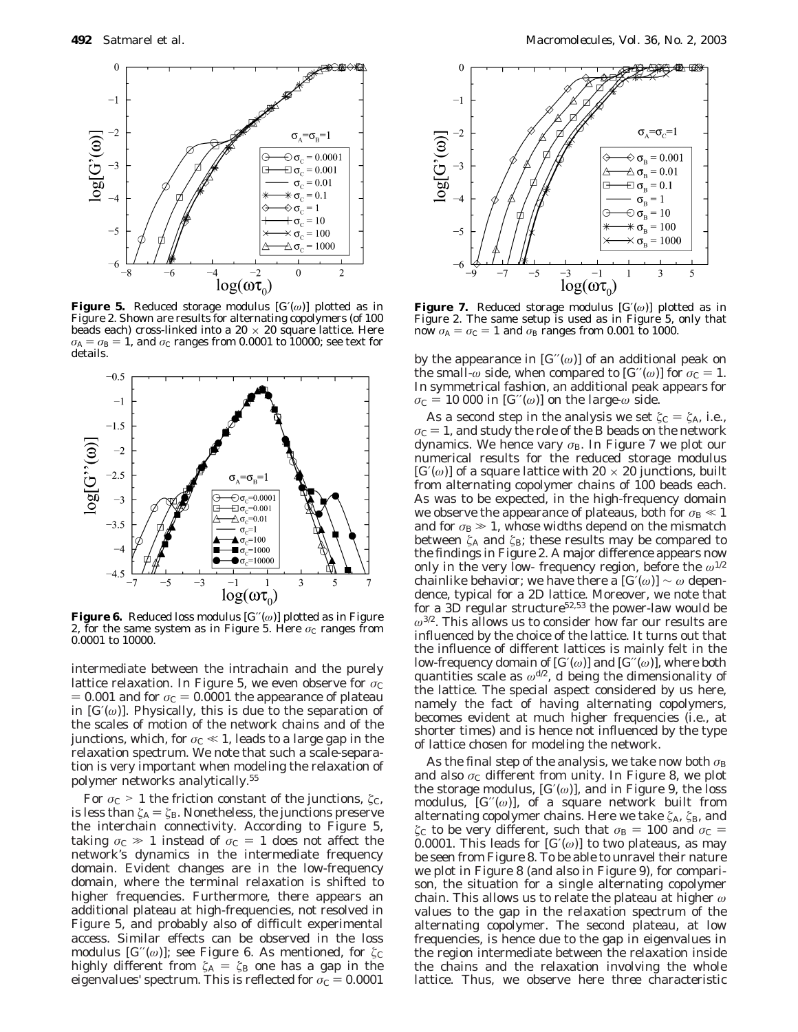**Figure 5.** Reduced storage modulus $[G'(\omega)]$ plotted as in Figure 2. Shown are results for alternating copolymers (of 100 beads each) cross-linked into a $20 \times 20$ square lattice. Here $\sigma_A = \sigma_B = 1$, and $\sigma_C$ ranges from 0.0001 to 10000; see text for details.

**Figure 6.** Reduced loss modulus $[G''(\omega)]$ plotted as in Figure 2, for the same system as in Figure 5. Here $\sigma_C$ ranges from 0.0001 to 10000.

intermediate between the intrachain and the purely lattice relaxation. In Figure 5, we even observe for $\sigma_C = 0.001$ and for $\sigma_C = 0.0001$ the appearance of plateau in $[G'(\omega)]$. Physically, this is due to the separation of the scales of motion of the network chains and of the junctions, which, for $\sigma_C \ll 1$, leads to a large gap in the relaxation spectrum. We note that such a scale-separation is very important when modeling the relaxation of polymer networks analytically.[55]

For $\sigma_C > 1$ the friction constant of the junctions, $\zeta_C$, is less than $\zeta_A = \zeta_B$. Nonetheless, the junctions preserve the interchain connectivity. According to Figure 5, taking $\sigma_C \gg 1$ instead of $\sigma_C = 1$ does not affect the network's dynamics in the intermediate frequency domain. Evident changes are in the low-frequency domain, where the terminal relaxation is shifted to higher frequencies. Furthermore, there appears an additional plateau at high-frequencies, not resolved in Figure 5, and probably also of difficult experimental access. Similar effects can be observed in the loss modulus $[G''(\omega)]$; see Figure 6. As mentioned, for $\zeta_C$ highly different from $\zeta_A = \zeta_B$ one has a gap in the eigenvalues' spectrum. This is reflected for $\sigma_C = 0.0001$ by the appearance in $[G''(\omega)]$ of an additional peak on the small-$\omega$ side, when compared to $[G''(\omega)]$ for $\sigma_C = 1$. In symmetrical fashion, an additional peak appears for $\sigma_C = 10\,000$ in $[G''(\omega)]$ on the large-$\omega$ side.

**Figure 7.** Reduced storage modulus $[G'(\omega)]$ plotted as in Figure 2. The same setup is used as in Figure 5, only that now $\sigma_A = \sigma_C = 1$ and $\sigma_B$ ranges from 0.001 to 1000.

As a second step in the analysis we set $\zeta_C = \zeta_A$, i.e., $\sigma_C = 1$, and study the role of the B beads on the network dynamics. We hence vary $\sigma_B$. In Figure 7 we plot our numerical results for the reduced storage modulus $[G'(\omega)]$ of a square lattice with $20 \times 20$ junctions, built from alternating copolymer chains of 100 beads each. As was to be expected, in the high-frequency domain we observe the appearance of plateaus, both for $\sigma_B \ll 1$ and for $\sigma_B \gg 1$, whose widths depend on the mismatch between $\zeta_A$ and $\zeta_B$; these results may be compared to the findings in Figure 2. A major difference appears now only in the very low- frequency region, before the $\omega^{1/2}$ chainlike behavior; we have there a $[G'(\omega)] \sim \omega$ dependence, typical for a 2D lattice. Moreover, we note that for a 3D regular structure[52,53] the power-law would be $\omega^{3/2}$. This allows us to consider how far our results are influenced by the choice of the lattice. It turns out that the influence of different lattices is mainly felt in the low-frequency domain of $[G'(\omega)]$ and $[G''(\omega)]$, where both quantities scale as $\omega^{d/2}$, d being the dimensionality of the lattice. The special aspect considered by us here, namely the fact of having alternating copolymers, becomes evident at much higher frequencies (i.e., at shorter times) and is hence not influenced by the type of lattice chosen for modeling the network.

As the final step of the analysis, we take now both $\sigma_B$ and also $\sigma_C$ different from unity. In Figure 8, we plot the storage modulus, $[G'(\omega)]$, and in Figure 9, the loss modulus, $[G''(\omega)]$, of a square network built from alternating copolymer chains. Here we take $\zeta_A$, $\zeta_B$, and $\zeta_C$ to be very different, such that $\sigma_B = 100$ and $\sigma_C = 0.0001$. This leads for $[G'(\omega)]$ to two plateaus, as may be seen from Figure 8. To be able to unravel their nature we plot in Figure 8 (and also in Figure 9), for comparison, the situation for a single alternating copolymer chain. This allows us to relate the plateau at higher $\omega$ values to the gap in the relaxation spectrum of the alternating copolymer. The second plateau, at low frequencies, is hence due to the gap in eigenvalues in the region intermediate between the relaxation inside the chains and the relaxation involving the whole lattice. Thus, we observe here three characteristic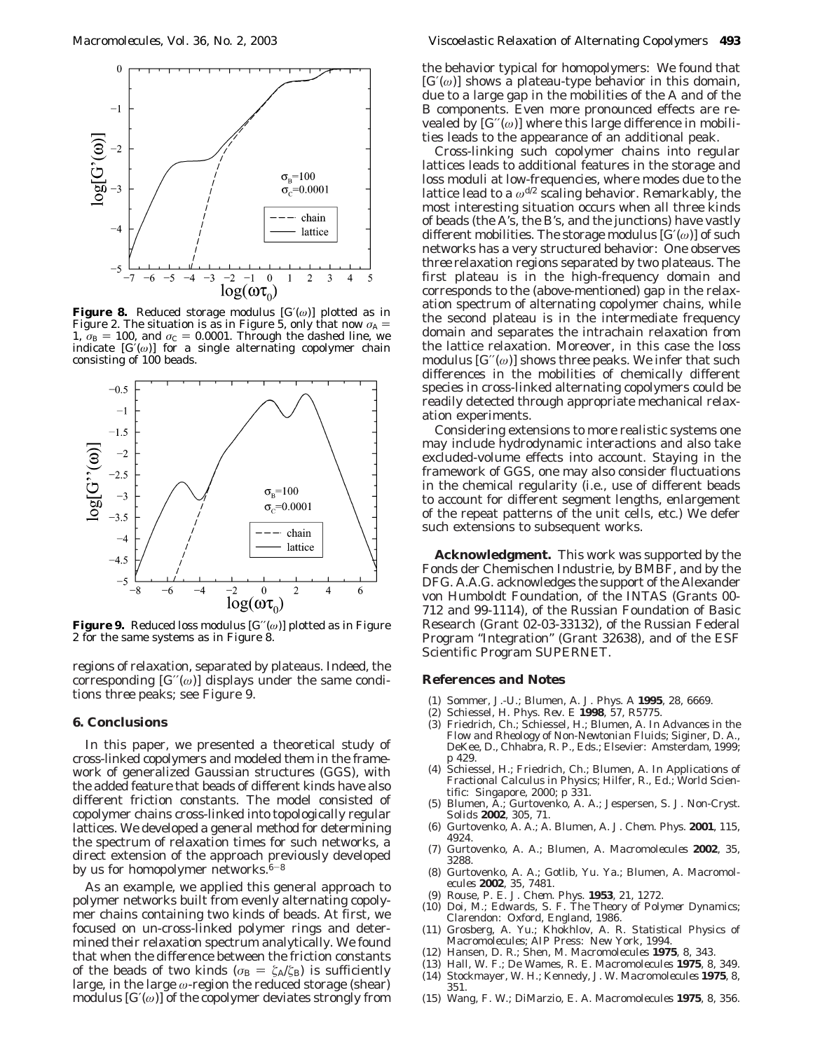**Figure 8.** Reduced storage modulus $[G'(\omega)]$ plotted as in Figure 2. The situation is as in Figure 5, only that now $\sigma_A = 1$, $\sigma_B = 100$, and $\sigma_C = 0.0001$. Through the dashed line, we indicate $[G'(\omega)]$ for a single alternating copolymer chain consisting of 100 beads.

**Figure 9.** Reduced loss modulus $[G''(\omega)]$ plotted as in Figure 2 for the same systems as in Figure 8.

regions of relaxation, separated by plateaus. Indeed, the corresponding $[G''(\omega)]$ displays under the same conditions three peaks; see Figure 9.

## 6. Conclusions

In this paper, we presented a theoretical study of cross-linked copolymers and modeled them in the framework of generalized Gaussian structures (GGS), with the added feature that beads of different kinds have also different friction constants. The model consisted of copolymer chains cross-linked into topologically regular lattices. We developed a general method for determining the spectrum of relaxation times for such networks, a direct extension of the approach previously developed by us for homopolymer networks.[6-8]

As an example, we applied this general approach to polymer networks built from evenly alternating copolymer chains containing two kinds of beads. At first, we focused on un-cross-linked polymer rings and determined their relaxation spectrum analytically. We found that when the difference between the friction constants of the beads of two kinds ($\sigma_B = \zeta_A/\zeta_B$) is sufficiently large, in the large $\omega$-region the reduced storage (shear) modulus $[G'(\omega)]$ of the copolymer deviates strongly from the behavior typical for homopolymers: We found that $[G'(\omega)]$ shows a plateau-type behavior in this domain, due to a large gap in the mobilities of the A and of the B components. Even more pronounced effects are revealed by $[G''(\omega)]$ where this large difference in mobilities leads to the appearance of an additional peak.

Cross-linking such copolymer chains into regular lattices leads to additional features in the storage and loss moduli at low-frequencies, where modes due to the lattice lead to a $\omega^{d/2}$ scaling behavior. Remarkably, the most interesting situation occurs when all three kinds of beads (the A's, the B's, and the junctions) have vastly different mobilities. The storage modulus $[G'(\omega)]$ of such networks has a very structured behavior: One observes three relaxation regions separated by two plateaus. The first plateau is in the high-frequency domain and corresponds to the (above-mentioned) gap in the relaxation spectrum of alternating copolymer chains, while the second plateau is in the intermediate frequency domain and separates the intrachain relaxation from the lattice relaxation. Moreover, in this case the loss modulus $[G''(\omega)]$ shows three peaks. We infer that such differences in the mobilities of chemically different species in cross-linked alternating copolymers could be readily detected through appropriate mechanical relaxation experiments.

Considering extensions to more realistic systems one may include hydrodynamic interactions and also take excluded-volume effects into account. Staying in the framework of GGS, one may also consider fluctuations in the chemical regularity (i.e., use of different beads to account for different segment lengths, enlargement of the repeat patterns of the unit cells, etc.) We defer such extensions to subsequent works.

**Acknowledgment.** This work was supported by the Fonds der Chemischen Industrie, by BMBF, and by the DFG. A.A.G. acknowledges the support of the Alexander von Humboldt Foundation, of the INTAS (Grants 00-712 and 99-1114), of the Russian Foundation of Basic Research (Grant 02-03-33132), of the Russian Federal Program "Integration" (Grant 32638), and of the ESF Scientific Program SUPERNET.

## References and Notes

(1) Sommer, J.-U.; Blumen, A. *J. Phys. A* **1995**, 28, 6669.
(2) Schiessel, H. *Phys. Rev. E* **1998**, 57, R5775.
(3) Friedrich, Ch.; Schiessel, H.; Blumen, A. In *Advances in the Flow and Rheology of Non-Newtonian Fluids*; Siginer, D. A., DeKee, D., Chhabra, R. P., Eds.; Elsevier: Amsterdam, 1999; p 429.
(4) Schiessel, H.; Friedrich, Ch.; Blumen, A. In *Applications of Fractional Calculus in Physics*; Hilfer, R., Ed.; World Scientific: Singapore, 2000; p 331.
(5) Blumen, A.; Gurtovenko, A. A.; Jespersen, S. *J. Non-Cryst. Solids* **2002**, 305, 71.
(6) Gurtovenko, A. A.; A. Blumen, A. *J. Chem. Phys.* **2001**, 115, 4924.
(7) Gurtovenko, A. A.; Blumen, A. *Macromolecules* **2002**, 35, 3288.
(8) Gurtovenko, A. A.; Gotlib, Yu. Ya.; Blumen, A. *Macromolecules* **2002**, 35, 7481.
(9) Rouse, P. E. *J. Chem. Phys.* **1953**, 21, 1272.
(10) Doi, M.; Edwards, S. F. *The Theory of Polymer Dynamics*; Clarendon: Oxford, England, 1986.
(11) Grosberg, A. Yu.; Khokhlov, A. R. *Statistical Physics of Macromolecules*; AIP Press: New York, 1994.
(12) Hansen, D. R.; Shen, M. *Macromolecules* **1975**, 8, 343.
(13) Hall, W. F.; De Wames, R. E. *Macromolecules* **1975**, 8, 349.
(14) Stockmayer, W. H.; Kennedy, J. W. *Macromolecules* **1975**, 8, 351.
(15) Wang, F. W.; DiMarzio, E. A. *Macromolecules* **1975**, 8, 356.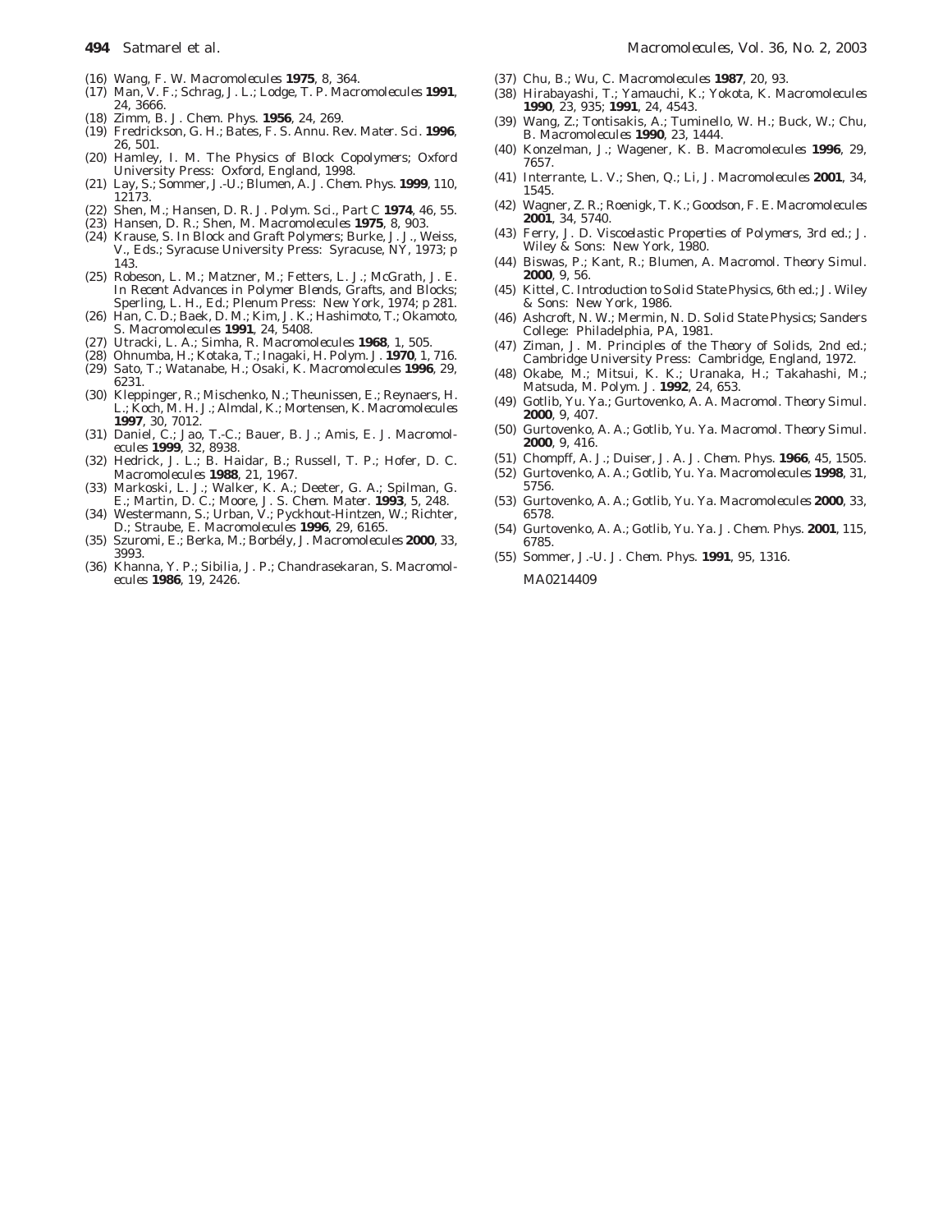(16) Wang, F. W. *Macromolecules* **1975**, 8, 364.
(17) Man, V. F.; Schrag, J. L.; Lodge, T. P. *Macromolecules* **1991**, 24, 3666.
(18) Zimm, B. *J. Chem. Phys.* **1956**, 24, 269.
(19) Fredrickson, G. H.; Bates, F. S. *Annu. Rev. Mater. Sci.* **1996**, 26, 501.
(20) Hamley, I. M. *The Physics of Block Copolymers*; Oxford University Press: Oxford, England, 1998.
(21) Lay, S.; Sommer, J.-U.; Blumen, A. *J. Chem. Phys.* **1999**, 110, 12173.
(22) Shen, M.; Hansen, D. R. *J. Polym. Sci., Part C* **1974**, 46, 55.
(23) Hansen, D. R.; Shen, M. *Macromolecules* **1975**, 8, 903.
(24) Krause, S. In *Block and Graft Polymers*; Burke, J. J., Weiss, V., Eds.; Syracuse University Press: Syracuse, NY, 1973; p 143.
(25) Robeson, L. M.; Matzner, M.; Fetters, L. J.; McGrath, J. E. In *Recent Advances in Polymer Blends, Grafts, and Blocks*; Sperling, L. H., Ed.; Plenum Press: New York, 1974; p 281.
(26) Han, C. D.; Baek, D. M.; Kim, J. K.; Hashimoto, T.; Okamoto, S. *Macromolecules* **1991**, 24, 5408.
(27) Utracki, L. A.; Simha, R. *Macromolecules* **1968**, 1, 505.
(28) Ohnumba, H.; Kotaka, T.; Inagaki, H. *Polym. J.* **1970**, 1, 716.
(29) Sato, T.; Watanabe, H.; Osaki, K. *Macromolecules* **1996**, 29, 6231.
(30) Kleppinger, R.; Mischenko, N.; Theunissen, E.; Reynaers, H. L.; Koch, M. H. J.; Almdal, K.; Mortensen, K. *Macromolecules* **1997**, 30, 7012.
(31) Daniel, C.; Jao, T.-C.; Bauer, B. J.; Amis, E. J. *Macromolecules* **1999**, 32, 8938.
(32) Hedrick, J. L.; B. Haidar, B.; Russell, T. P.; Hofer, D. C. *Macromolecules* **1988**, 21, 1967.
(33) Markoski, L. J.; Walker, K. A.; Deeter, G. A.; Spilman, G. E.; Martin, D. C.; Moore, J. S. *Chem. Mater.* **1993**, 5, 248.
(34) Westermann, S.; Urban, V.; Pyckhout-Hintzen, W.; Richter, D.; Straube, E. *Macromolecules* **1996**, 29, 6165.
(35) Szuromi, E.; Berka, M.; Borbély, J. *Macromolecules* **2000**, 33, 3993.
(36) Khanna, Y. P.; Sibilia, J. P.; Chandrasekaran, S. *Macromolecules* **1986**, 19, 2426.
(37) Chu, B.; Wu, C. *Macromolecules* **1987**, 20, 93.
(38) Hirabayashi, T.; Yamauchi, K.; Yokota, K. *Macromolecules* **1990**, 23, 935; **1991**, 24, 4543.
(39) Wang, Z.; Tontisakis, A.; Tuminello, W. H.; Buck, W.; Chu, B. *Macromolecules* **1990**, 23, 1444.
(40) Konzelman, J.; Wagener, K. B. *Macromolecules* **1996**, 29, 7657.
(41) Interrante, L. V.; Shen, Q.; Li, J. *Macromolecules* **2001**, 34, 1545.
(42) Wagner, Z. R.; Roenigk, T. K.; Goodson, F. E. *Macromolecules* **2001**, 34, 5740.
(43) Ferry, J. D. *Viscoelastic Properties of Polymers*, 3rd ed.; J. Wiley & Sons: New York, 1980.
(44) Biswas, P.; Kant, R.; Blumen, A. *Macromol. Theory Simul.* **2000**, 9, 56.
(45) Kittel, C. *Introduction to Solid State Physics*, 6th ed.; J. Wiley & Sons: New York, 1986.
(46) Ashcroft, N. W.; Mermin, N. D. *Solid State Physics*; Sanders College: Philadelphia, PA, 1981.
(47) Ziman, J. M. *Principles of the Theory of Solids*, 2nd ed.; Cambridge University Press: Cambridge, England, 1972.
(48) Okabe, M.; Mitsui, K. K.; Uranaka, H.; Takahashi, M.; Matsuda, M. *Polym. J.* **1992**, 24, 653.
(49) Gotlib, Yu. Ya.; Gurtovenko, A. A. *Macromol. Theory Simul.* **2000**, 9, 407.
(50) Gurtovenko, A. A.; Gotlib, Yu. Ya. *Macromol. Theory Simul.* **2000**, 9, 416.
(51) Chompff, A. J.; Duiser, J. A. *J. Chem. Phys.* **1966**, 45, 1505.
(52) Gurtovenko, A. A.; Gotlib, Yu. Ya. *Macromolecules* **1998**, 31, 5756.
(53) Gurtovenko, A. A.; Gotlib, Yu. Ya. *Macromolecules* **2000**, 33, 6578.
(54) Gurtovenko, A. A.; Gotlib, Yu. Ya. *J. Chem. Phys.* **2001**, 115, 6785.
(55) Sommer, J.-U. *J. Chem. Phys.* **1991**, 95, 1316.

MA0214409